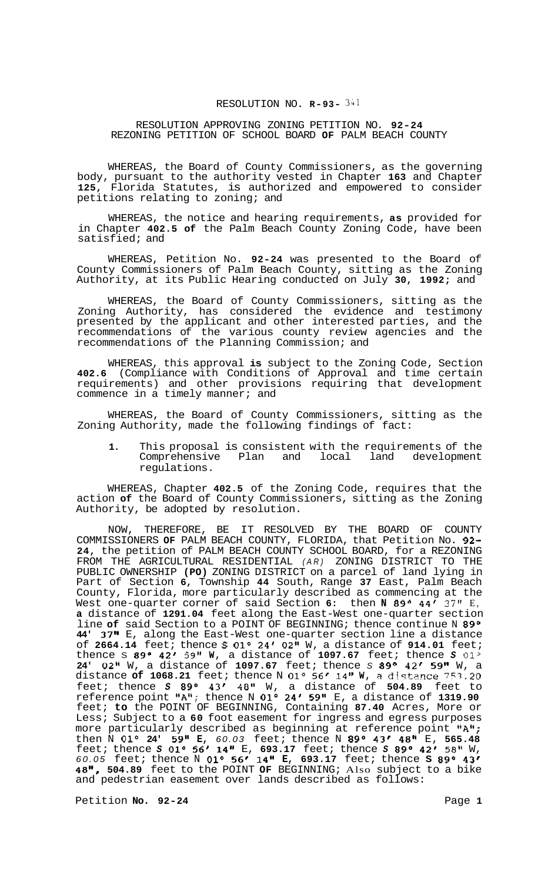# RESOLUTION NO. R-93- 341

## RESOLUTION APPROVING ZONING PETITION NO. 92-24 REZONING PETITION OF SCHOOL BOARD OF PALM BEACH COUNTY

WHEREAS, the Board of County Commissioners, as the governing body, pursuant to the authority vested in Chapter 163 and Chapter 125, Florida Statutes, is authorized and empowered to consider petitions relating to zoning; and

WHEREAS, the notice and hearing requirements, as provided for in Chapter 402.5 of the Palm Beach County Zoning Code, have been satisfied; and

WHEREAS, Petition No. 92-24 was presented to the Board of County Commissioners of Palm Beach County, sitting as the Zoning Authority, at its Public Hearing conducted on July 30, 1992; and

WHEREAS, the Board of County Commissioners, sitting as the Zoning Authority, has considered the evidence and testimony presented by the applicant and other interested parties, and the recommendations of the various county review agencies and the recommendations of the Planning Commission; and

WHEREAS, this approval is subject to the Zoning Code, Section 402.6 (Compliance with Conditions of Approval and time certain requirements) and other provisions requiring that development commence in a timely manner; and

WHEREAS, the Board of County Commissioners, sitting as the Zoning Authority, made the following findings of fact:

1. This proposal is consistent with the requirements of the Comprehensive Plan and local land development regulations.

WHEREAS, Chapter 402.5 of the Zoning Code, requires that the action of the Board of County Commissioners, sitting as the Zoning Authority, be adopted by resolution.

NOW, THEREFORE, BE IT RESOLVED BY THE BOARD OF COUNTY COMMISSIONERS OF PALM BEACH COUNTY, FLORIDA, that Petition No. 92-24, the petition of PALM BEACH COUNTY SCHOOL BOARD, for a REZONING FROM THE AGRICULTURAL RESIDENTIAL *(AR)* ZONING DISTRICT TO THE PUBLIC OWNERSHIP (PO) ZONING DISTRICT on a parcel of land lying in Part of Section 6, Township 44 South, Range 37 East, Palm Beach County, Florida, more particularly described as commencing at the West one-quarter corner of said Section 6: then N 89° 44' 37" E, a distance of 1291.04 feet along the East-West one-quarter section line of said Section to a POINT OF BEGINNING; thence continue N 89° 44' 37" E, along the East-West one-quarter section line a distance of 2664.14 feet; thence S 01° 24' 02" W, a distance of 914.01 feet; thence S 89° 42' 59" W, a distance of 1097.67 feet; thence S 01° 24' 02" W, a distance of 1097.67 feet; thence S 89° 42' 59" W, a distance of 1068.21 feet; thence N 01° 56' 14" W, a distance 753.20 feet; thence S 89° 43' 48" W, a distance of 504.89 feet to reference point "A"; thence N 01° 24' 59" E, a distance of 1319.90 feet; to the POINT OF BEGINNING, Containing 87.40 Acres, More or Less; Subject to a 60 foot easement for ingress and egress purposes more particularly described as beginning at reference point "A"; then N 01° 24' 59" E, *60.03* feet; thence N 89° 43' 48" E, 565.48 feet; thence S 01° 56' 14" E, 693.17 feet; thence S 89° 42' 58" W, *60.05* feet; thence N 01° 56' 14" E, 693.17 feet; thence S 89° 43' 48", 504.89 feet to the POINT OF BEGINNING; Also subject to a bike and pedestrian easement over lands described as follows:

Petition No. 92-24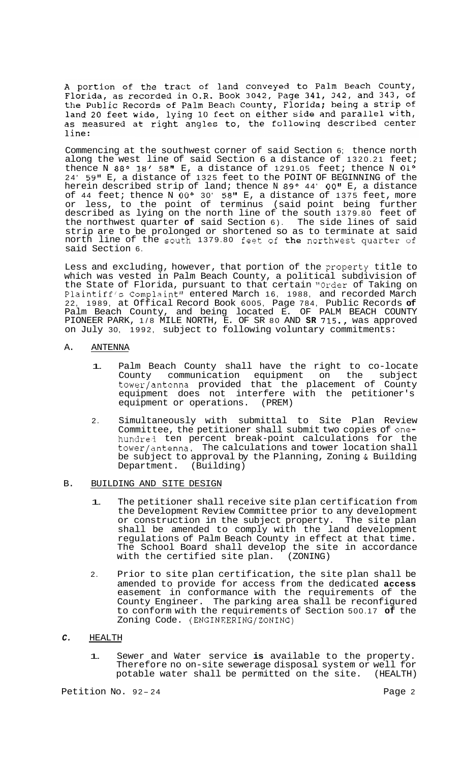A portion of the tract of land conveyed to Palm Beach County, Florida, as recorded in O.R. Book 3042, Page 341, 342, and 343, of the Public Records of Palm Beach County, Florida; being a strip of land 20 feet wide, lying 10 feet on either side and parallel with, as measured at right angles to, the following described center line:

Commencing at the southwest corner of said Section 6; thence north along the west line of said Section 6 a distance of 1320.21 feet; thence N 88° 18' 58" E, a distance of 1291.05 feet; thence N 01° 24' 59" E, a distance of 1325 feet to the POINT OF BEGINNING of the herein described strip of land; thence N 89° 44' 00" E, a distance of 44 feet; thence N 00° 30' 58" E, a distance of 1375 feet, more or less, to the point of terminus (said point being further described as lying on the north line of the south 1379.80 feet of the northwest quarter **of** said Section 6). The side lines of said strip are to be prolonged or shortened so as to terminate at said north line of the south 1379.80 feet of the northwest quarter of said Section 6.

Less and excluding, however, that portion of the property title to which was vested in Palm Beach County, a political subdivision of the State of Florida, pursuant to that certain "Order of Taking on Plaintiff's Complaint" entered March 16, 1988, and recorded March 22, 1989, at Offical Record Book 6005, Page 784, Public Records **of** Palm Beach County, and being located E. OF PALM BEACH COUNTY PIONEER PARK, 1/8 MILE NORTH, E. OF SR 80 AND **SR** 715., was approved on July 30, 1992, subject to following voluntary commitments:

A. ANTENNA

1. Palm Beach County shall have the right to co-locate County communication equipment on the subject tower/antenna provided that the placement of County equipment does not interfere with the petitioner's equipment or operations. (PREM)

2. Simultaneously with submittal to Site Plan Review Committee, the petitioner shall submit two copies of one-hundred ten percent break-point calculations for the tower/antenna. The calculations and tower location shall be subject to approval by the Planning, Zoning & Building Department. (Building)

B. BUILDING AND SITE DESIGN

1. The petitioner shall receive site plan certification from the Development Review Committee prior to any development or construction in the subject property. The site plan shall be amended to comply with the land development regulations of Palm Beach County in effect at that time. The School Board shall develop the site in accordance with the certified site plan. (ZONING)

2. Prior to site plan certification, the site plan shall be amended to provide for access from the dedicated **access** easement in conformance with the requirements of the County Engineer. The parking area shall be reconfigured to conform with the requirements of Section 500.17 **of** the Zoning Code. (ENGINEERING/ZONING)

*C.* HEALTH

1. Sewer and Water service **is** available to the property. Therefore no on-site sewerage disposal system or well for potable water shall be permitted on the site. (HEALTH)

Petition No. 92-24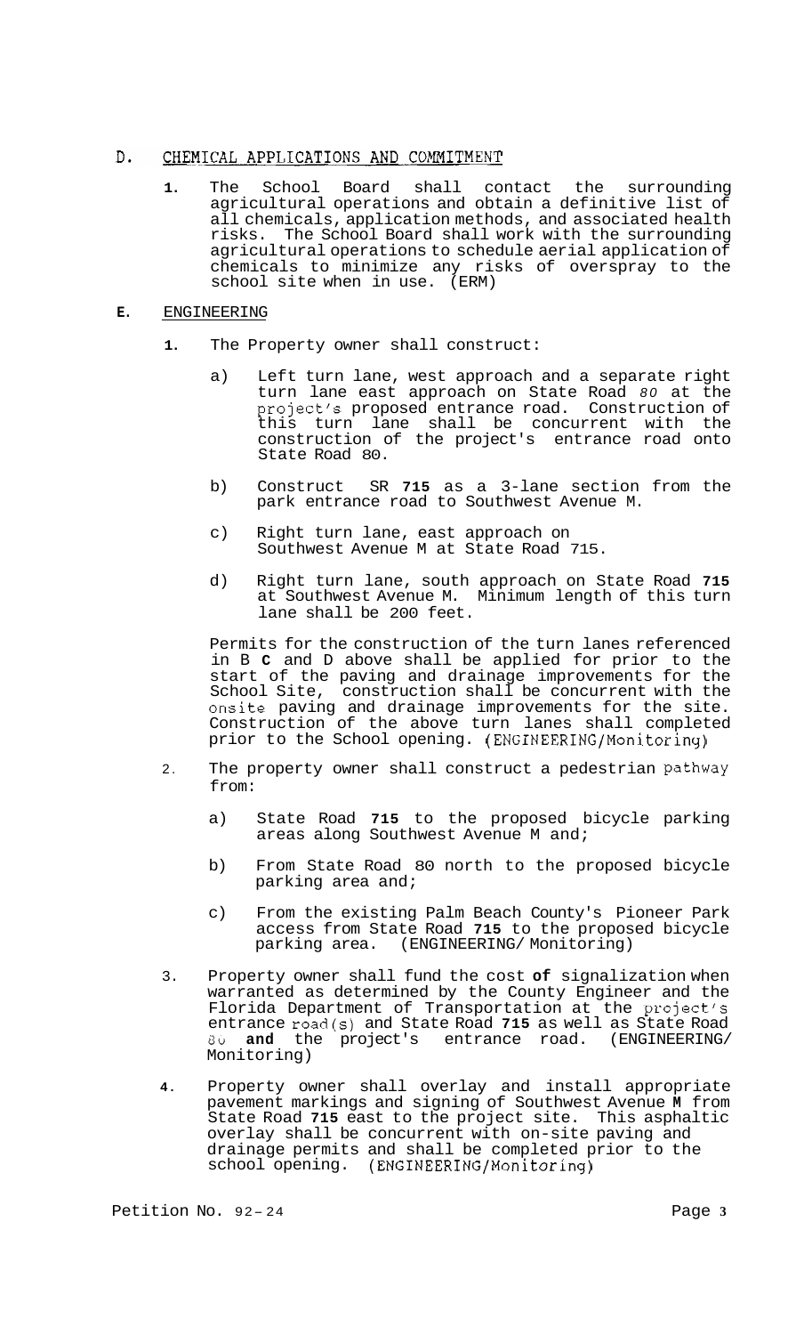## D. CHEMICAL APPLICATIONS AND COMMITMENT

1. The School Board shall contact the surrounding agricultural operations and obtain a definitive list of all chemicals, application methods, and associated health risks. The School Board shall work with the surrounding agricultural operations to schedule aerial application of chemicals to minimize any risks of overspray to the school site when in use. (ERM)

## E. ENGINEERING

1. The Property owner shall construct:

   a) Left turn lane, west approach and a separate right turn lane east approach on State Road 80 at the project's proposed entrance road. Construction of this turn lane shall be concurrent with the construction of the project's entrance road onto State Road 80.

   b) Construct SR **715** as a 3-lane section from the park entrance road to Southwest Avenue M.

   c) Right turn lane, east approach on Southwest Avenue M at State Road 715.

   d) Right turn lane, south approach on State Road **715** at Southwest Avenue M. Minimum length of this turn lane shall be 200 feet.

   Permits for the construction of the turn lanes referenced in B **C** and D above shall be applied for prior to the start of the paving and drainage improvements for the School Site, construction shall be concurrent with the onsite paving and drainage improvements for the site. Construction of the above turn lanes shall completed prior to the School opening. (ENGINEERING/Monitoring)

2. The property owner shall construct a pedestrian pathway from:

   a) State Road **715** to the proposed bicycle parking areas along Southwest Avenue M and;

   b) From State Road 80 north to the proposed bicycle parking area and;

   c) From the existing Palm Beach County's Pioneer Park access from State Road **715** to the proposed bicycle parking area. (ENGINEERING/ Monitoring)

3. Property owner shall fund the cost **of** signalization when warranted as determined by the County Engineer and the Florida Department of Transportation at the project's entrance road(s) and State Road **715** as well as State Road 80 **and** the project's entrance road. (ENGINEERING/ Monitoring)

4. Property owner shall overlay and install appropriate pavement markings and signing of Southwest Avenue **M** from State Road **715** east to the project site. This asphaltic overlay shall be concurrent with on-site paving and drainage permits and shall be completed prior to the school opening. (ENGINEERING/Monitoring)

Petition No. 92-24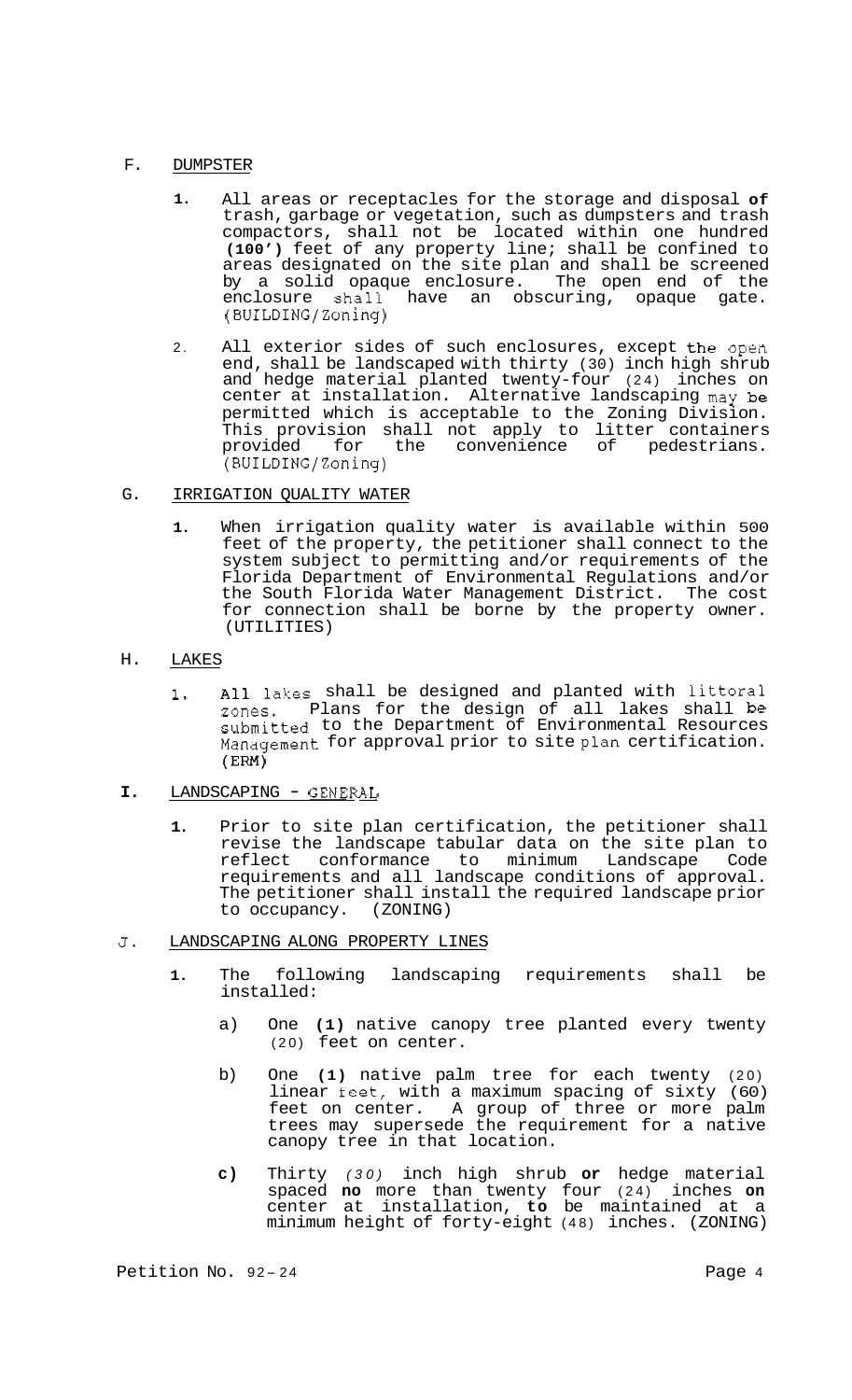## F. DUMPSTER

1. All areas or receptacles for the storage and disposal of trash, garbage or vegetation, such as dumpsters and trash compactors, shall not be located within one hundred (100') feet of any property line; shall be confined to areas designated on the site plan and shall be screened by a solid opaque enclosure. The open end of the enclosure shall have an obscuring, opaque gate. (BUILDING/Zoning)

2. All exterior sides of such enclosures, except the open end, shall be landscaped with thirty (30) inch high shrub and hedge material planted twenty-four (24) inches on center at installation. Alternative landscaping may be permitted which is acceptable to the Zoning Division. This provision shall not apply to litter containers provided for the convenience of pedestrians. (BUILDING/Zoning)

## G. IRRIGATION QUALITY WATER

1. When irrigation quality water is available within 500 feet of the property, the petitioner shall connect to the system subject to permitting and/or requirements of the Florida Department of Environmental Regulations and/or the South Florida Water Management District. The cost for connection shall be borne by the property owner. (UTILITIES)

## H. LAKES

1. All lakes shall be designed and planted with littoral zones. Plans for the design of all lakes shall be submitted to the Department of Environmental Resources Management for approval prior to site plan certification. (ERM)

## I. LANDSCAPING - GENERAL

1. Prior to site plan certification, the petitioner shall revise the landscape tabular data on the site plan to reflect conformance to minimum Landscape Code requirements and all landscape conditions of approval. The petitioner shall install the required landscape prior to occupancy. (ZONING)

## J. LANDSCAPING ALONG PROPERTY LINES

1. The following landscaping requirements shall be installed:

   a) One (1) native canopy tree planted every twenty (20) feet on center.

   b) One (1) native palm tree for each twenty (20) linear feet, with a maximum spacing of sixty (60) feet on center. A group of three or more palm trees may supersede the requirement for a native canopy tree in that location.

   c) Thirty (30) inch high shrub or hedge material spaced no more than twenty four (24) inches on center at installation, to be maintained at a minimum height of forty-eight (48) inches. (ZONING)

Petition No. 92-24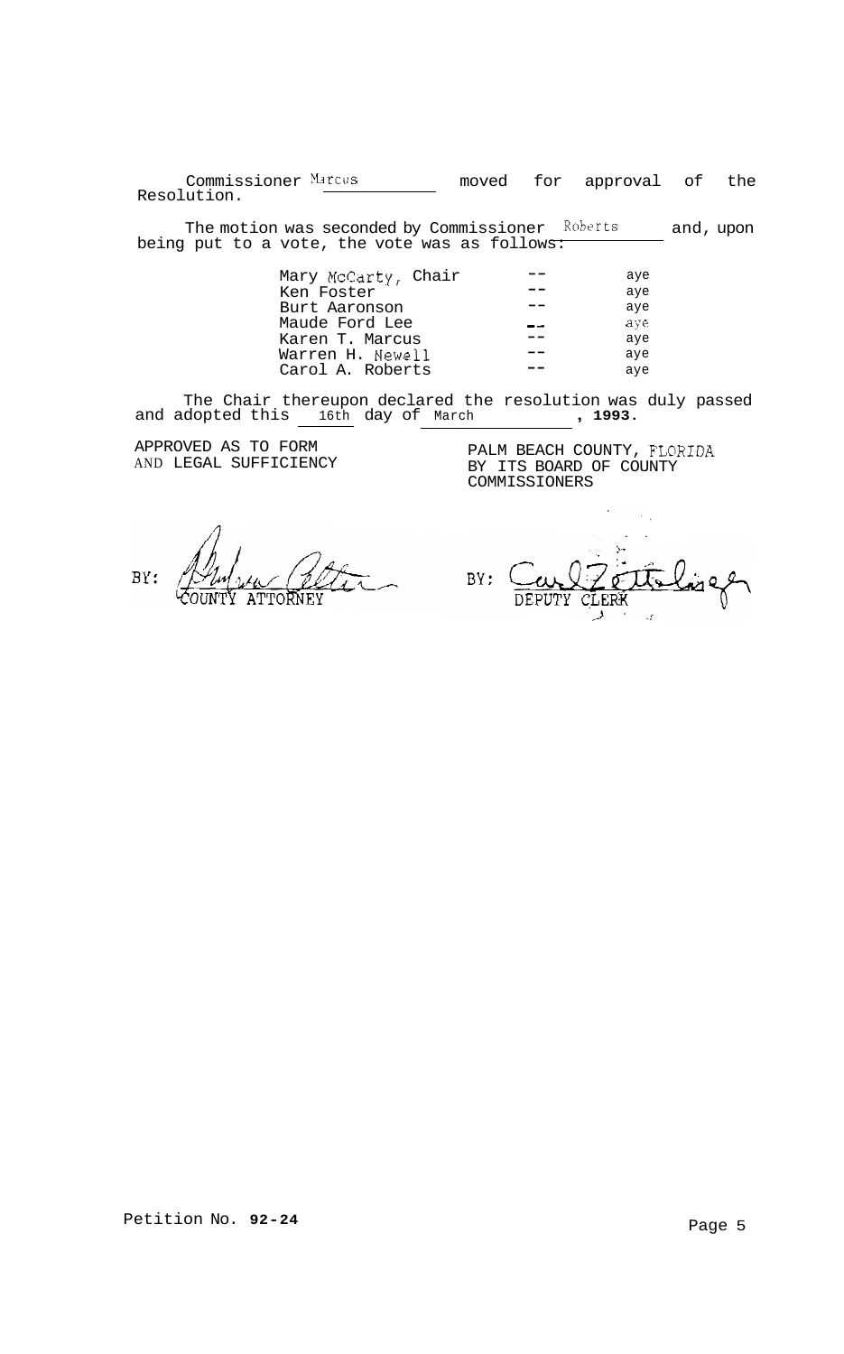Commissioner Marcus moved for approval of the Resolution.

The motion was seconded by Commissioner Roberts and, upon being put to a vote, the vote was as follows:

| | | |
|---|---|---|
| Mary McCarty, Chair | -- | aye |
| Ken Foster | -- | aye |
| Burt Aaronson | -- | aye |
| Maude Ford Lee | -- | aye |
| Karen T. Marcus | -- | aye |
| Warren H. Newell | -- | aye |
| Carol A. Roberts | -- | aye |

The Chair thereupon declared the resolution was duly passed and adopted this 16th day of March, **1993**.

APPROVED AS TO FORM
AND LEGAL SUFFICIENCY

BY: COUNTY ATTORNEY

PALM BEACH COUNTY, FLORIDA
BY ITS BOARD OF COUNTY
COMMISSIONERS

BY: DEPUTY CLERK

Petition No. **92-24**